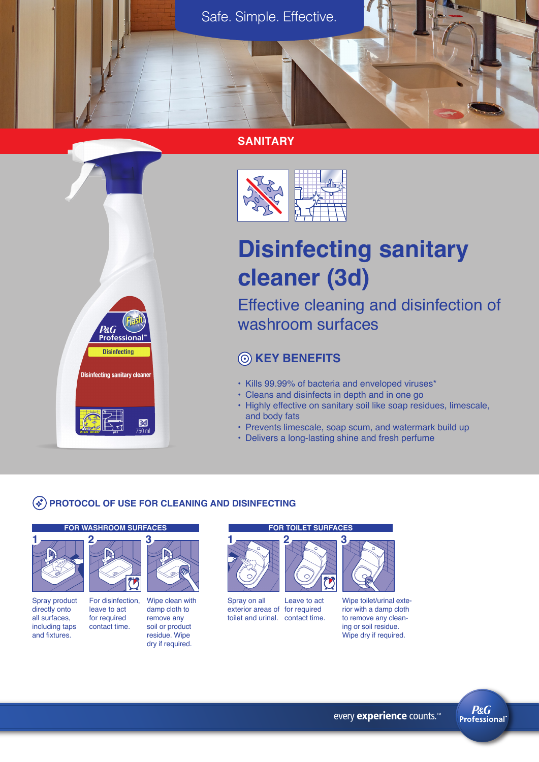Safe. Simple. Effective.

SANITARY

# Disinfecting sanitary cleaner (3d)

## Effective cleaning and disinfection of washroom surfaces

### KEY BENEFITS

- Kills 99.99% of bacteria and enveloped viruses*
- Cleans and disinfects in depth and in one go
- Highly effective on sanitary soil like soap residues, limescale, and body fats
- Prevents limescale, soap scum, and watermark build up
- Delivers a long-lasting shine and fresh perfume

### PROTOCOL OF USE FOR CLEANING AND DISINFECTING

**FOR WASHROOM SURFACES**

1. Spray product directly onto all surfaces, including taps and fixtures.
2. For disinfection, leave to act for required contact time.
3. Wipe clean with damp cloth to remove any soil or product residue. Wipe dry if required.

**FOR TOILET SURFACES**

1. Spray on all exterior areas of toilet and urinal.
2. Leave to act for required contact time.
3. Wipe toilet/urinal exterior with a damp cloth to remove any cleaning or soil residue. Wipe dry if required.

every **experience** counts.™

P&G Professional™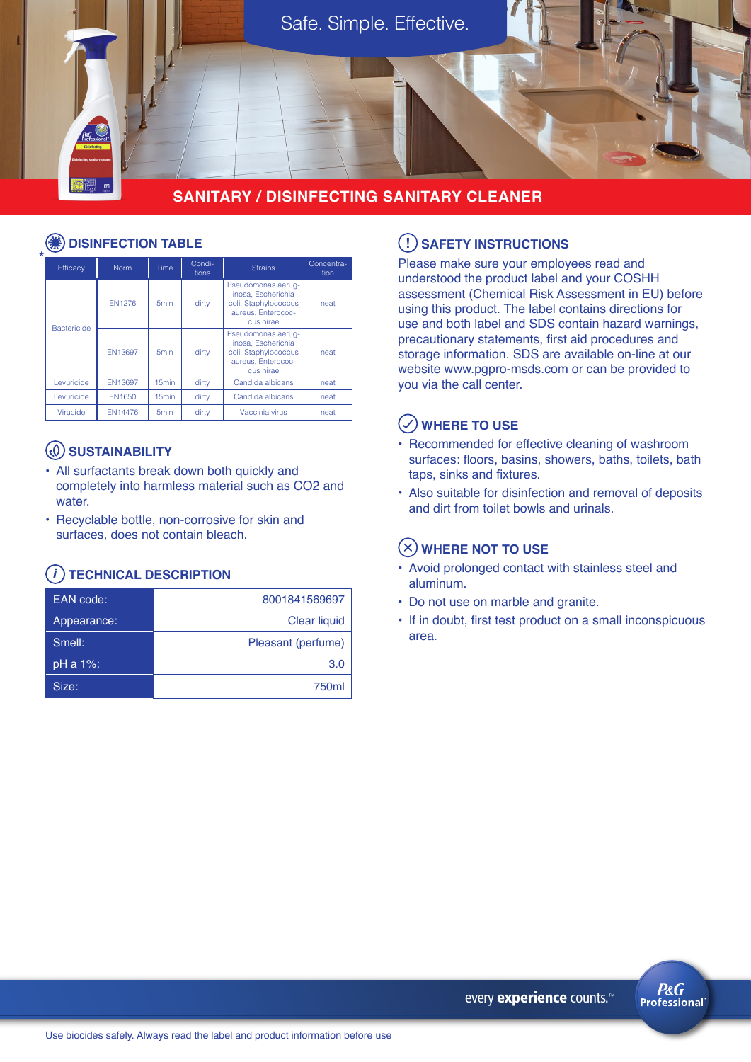Safe. Simple. Effective.

## SANITARY / DISINFECTING SANITARY CLEANER

### DISINFECTION TABLE

*

| Efficacy | Norm | Time | Conditions | Strains | Concentration |
|---|---|---|---|---|---|
| Bactericide | EN1276 | 5min | dirty | Pseudomonas aeruginosa, Escherichia coli, Staphylococcus aureus, Enterococcus hirae | neat |
| | EN13697 | 5min | dirty | Pseudomonas aeruginosa, Escherichia coli, Staphylococcus aureus, Enterococcus hirae | neat |
| Levuricide | EN13697 | 15min | dirty | Candida albicans | neat |
| Levuricide | EN1650 | 15min | dirty | Candida albicans | neat |
| Virucide | EN14476 | 5min | dirty | Vaccinia virus | neat |

### SUSTAINABILITY

- All surfactants break down both quickly and completely into harmless material such as CO2 and water.
- Recyclable bottle, non-corrosive for skin and surfaces, does not contain bleach.

### TECHNICAL DESCRIPTION

| | |
|---|---|
| EAN code: | 8001841569697 |
| Appearance: | Clear liquid |
| Smell: | Pleasant (perfume) |
| pH a 1%: | 3.0 |
| Size: | 750ml |

### SAFETY INSTRUCTIONS

Please make sure your employees read and understood the product label and your COSHH assessment (Chemical Risk Assessment in EU) before using this product. The label contains directions for use and both label and SDS contain hazard warnings, precautionary statements, first aid procedures and storage information. SDS are available on-line at our website www.pgpro-msds.com or can be provided to you via the call center.

### WHERE TO USE

- Recommended for effective cleaning of washroom surfaces: floors, basins, showers, baths, toilets, bath taps, sinks and fixtures.
- Also suitable for disinfection and removal of deposits and dirt from toilet bowls and urinals.

### WHERE NOT TO USE

- Avoid prolonged contact with stainless steel and aluminum.
- Do not use on marble and granite.
- If in doubt, first test product on a small inconspicuous area.

every **experience** counts.™

P&G Professional™

Use biocides safely. Always read the label and product information before use